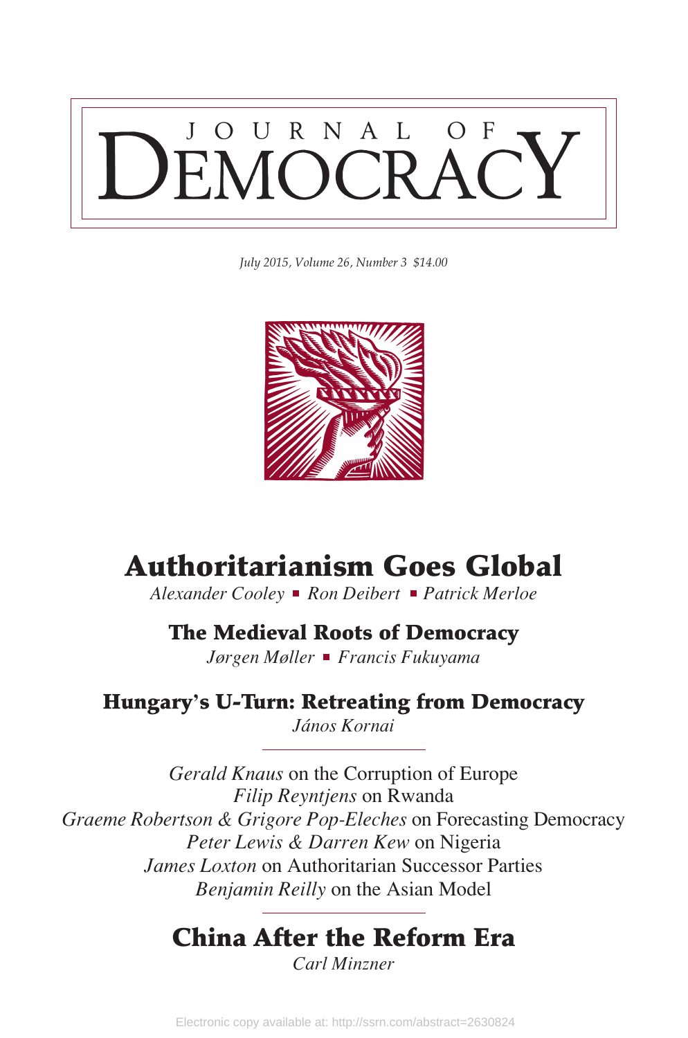# JOURNAL OF DEMOCRACY

*July 2015, Volume 26, Number 3 $14.00*

## Authoritarianism Goes Global

*Alexander Cooley* ▪ *Ron Deibert* ▪ *Patrick Merloe*

## The Medieval Roots of Democracy

*Jørgen Møller* ▪ *Francis Fukuyama*

## Hungary's U-Turn: Retreating from Democracy

*János Kornai*

---

*Gerald Knaus* on the Corruption of Europe
*Filip Reyntjens* on Rwanda
*Graeme Robertson & Grigore Pop-Eleches* on Forecasting Democracy
*Peter Lewis & Darren Kew* on Nigeria
*James Loxton* on Authoritarian Successor Parties
*Benjamin Reilly* on the Asian Model

---

## China After the Reform Era

*Carl Minzner*

Electronic copy available at: http://ssrn.com/abstract=2630824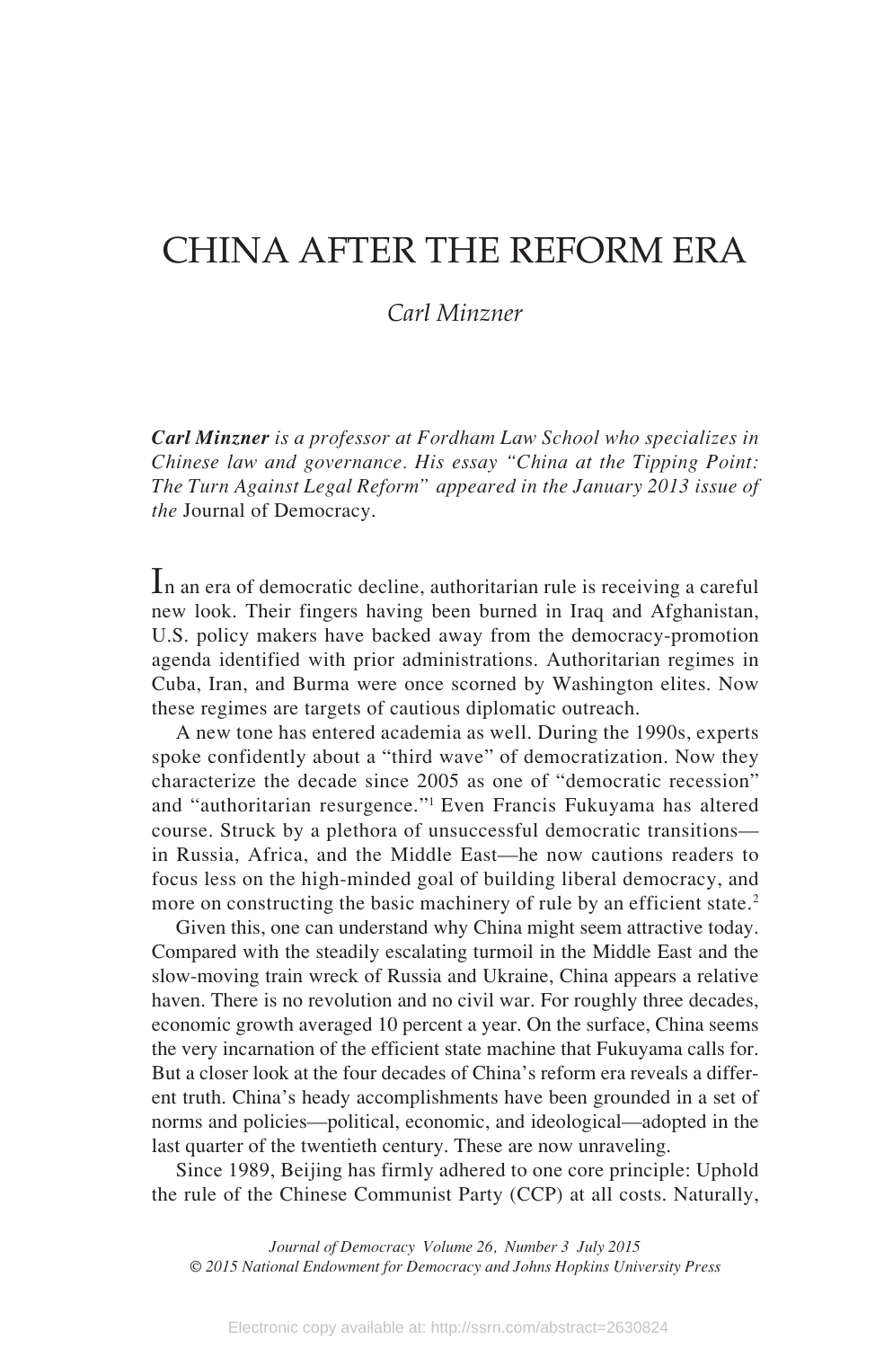# CHINA AFTER THE REFORM ERA

*Carl Minzner*

***Carl Minzner*** *is a professor at Fordham Law School who specializes in Chinese law and governance. His essay "China at the Tipping Point: The Turn Against Legal Reform" appeared in the January 2013 issue of the* Journal of Democracy.

In an era of democratic decline, authoritarian rule is receiving a careful new look. Their fingers having been burned in Iraq and Afghanistan, U.S. policy makers have backed away from the democracy-promotion agenda identified with prior administrations. Authoritarian regimes in Cuba, Iran, and Burma were once scorned by Washington elites. Now these regimes are targets of cautious diplomatic outreach.

A new tone has entered academia as well. During the 1990s, experts spoke confidently about a "third wave" of democratization. Now they characterize the decade since 2005 as one of "democratic recession" and "authoritarian resurgence."[1] Even Francis Fukuyama has altered course. Struck by a plethora of unsuccessful democratic transitions—in Russia, Africa, and the Middle East—he now cautions readers to focus less on the high-minded goal of building liberal democracy, and more on constructing the basic machinery of rule by an efficient state.[2]

Given this, one can understand why China might seem attractive today. Compared with the steadily escalating turmoil in the Middle East and the slow-moving train wreck of Russia and Ukraine, China appears a relative haven. There is no revolution and no civil war. For roughly three decades, economic growth averaged 10 percent a year. On the surface, China seems the very incarnation of the efficient state machine that Fukuyama calls for. But a closer look at the four decades of China's reform era reveals a different truth. China's heady accomplishments have been grounded in a set of norms and policies—political, economic, and ideological—adopted in the last quarter of the twentieth century. These are now unraveling.

Since 1989, Beijing has firmly adhered to one core principle: Uphold the rule of the Chinese Communist Party (CCP) at all costs. Naturally,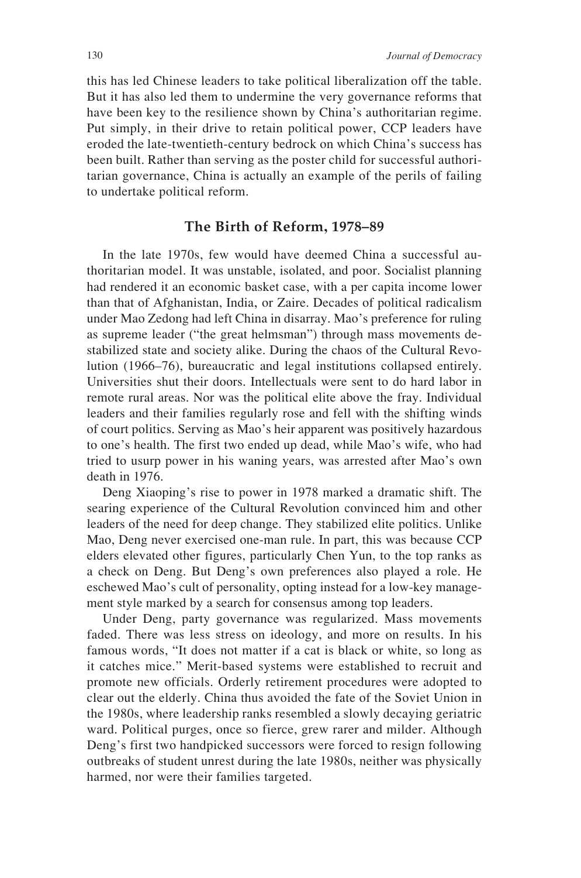this has led Chinese leaders to take political liberalization off the table. But it has also led them to undermine the very governance reforms that have been key to the resilience shown by China's authoritarian regime. Put simply, in their drive to retain political power, CCP leaders have eroded the late-twentieth-century bedrock on which China's success has been built. Rather than serving as the poster child for successful authoritarian governance, China is actually an example of the perils of failing to undertake political reform.

## The Birth of Reform, 1978–89

In the late 1970s, few would have deemed China a successful authoritarian model. It was unstable, isolated, and poor. Socialist planning had rendered it an economic basket case, with a per capita income lower than that of Afghanistan, India, or Zaire. Decades of political radicalism under Mao Zedong had left China in disarray. Mao's preference for ruling as supreme leader ("the great helmsman") through mass movements destabilized state and society alike. During the chaos of the Cultural Revolution (1966–76), bureaucratic and legal institutions collapsed entirely. Universities shut their doors. Intellectuals were sent to do hard labor in remote rural areas. Nor was the political elite above the fray. Individual leaders and their families regularly rose and fell with the shifting winds of court politics. Serving as Mao's heir apparent was positively hazardous to one's health. The first two ended up dead, while Mao's wife, who had tried to usurp power in his waning years, was arrested after Mao's own death in 1976.

Deng Xiaoping's rise to power in 1978 marked a dramatic shift. The searing experience of the Cultural Revolution convinced him and other leaders of the need for deep change. They stabilized elite politics. Unlike Mao, Deng never exercised one-man rule. In part, this was because CCP elders elevated other figures, particularly Chen Yun, to the top ranks as a check on Deng. But Deng's own preferences also played a role. He eschewed Mao's cult of personality, opting instead for a low-key management style marked by a search for consensus among top leaders.

Under Deng, party governance was regularized. Mass movements faded. There was less stress on ideology, and more on results. In his famous words, "It does not matter if a cat is black or white, so long as it catches mice." Merit-based systems were established to recruit and promote new officials. Orderly retirement procedures were adopted to clear out the elderly. China thus avoided the fate of the Soviet Union in the 1980s, where leadership ranks resembled a slowly decaying geriatric ward. Political purges, once so fierce, grew rarer and milder. Although Deng's first two handpicked successors were forced to resign following outbreaks of student unrest during the late 1980s, neither was physically harmed, nor were their families targeted.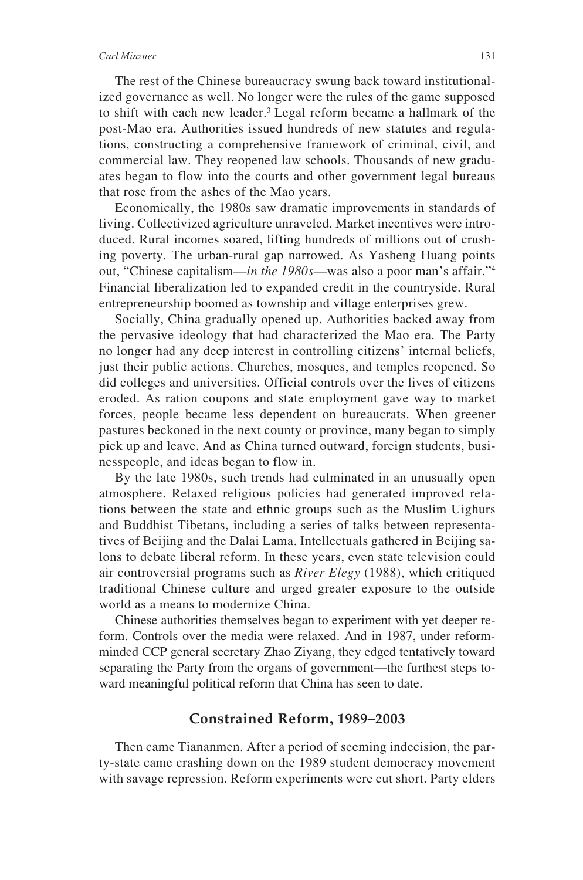The rest of the Chinese bureaucracy swung back toward institutionalized governance as well. No longer were the rules of the game supposed to shift with each new leader.[3] Legal reform became a hallmark of the post-Mao era. Authorities issued hundreds of new statutes and regulations, constructing a comprehensive framework of criminal, civil, and commercial law. They reopened law schools. Thousands of new graduates began to flow into the courts and other government legal bureaus that rose from the ashes of the Mao years.

Economically, the 1980s saw dramatic improvements in standards of living. Collectivized agriculture unraveled. Market incentives were introduced. Rural incomes soared, lifting hundreds of millions out of crushing poverty. The urban-rural gap narrowed. As Yasheng Huang points out, "Chinese capitalism—*in the 1980s*—was also a poor man's affair."[4] Financial liberalization led to expanded credit in the countryside. Rural entrepreneurship boomed as township and village enterprises grew.

Socially, China gradually opened up. Authorities backed away from the pervasive ideology that had characterized the Mao era. The Party no longer had any deep interest in controlling citizens' internal beliefs, just their public actions. Churches, mosques, and temples reopened. So did colleges and universities. Official controls over the lives of citizens eroded. As ration coupons and state employment gave way to market forces, people became less dependent on bureaucrats. When greener pastures beckoned in the next county or province, many began to simply pick up and leave. And as China turned outward, foreign students, businesspeople, and ideas began to flow in.

By the late 1980s, such trends had culminated in an unusually open atmosphere. Relaxed religious policies had generated improved relations between the state and ethnic groups such as the Muslim Uighurs and Buddhist Tibetans, including a series of talks between representatives of Beijing and the Dalai Lama. Intellectuals gathered in Beijing salons to debate liberal reform. In these years, even state television could air controversial programs such as *River Elegy* (1988), which critiqued traditional Chinese culture and urged greater exposure to the outside world as a means to modernize China.

Chinese authorities themselves began to experiment with yet deeper reform. Controls over the media were relaxed. And in 1987, under reform-minded CCP general secretary Zhao Ziyang, they edged tentatively toward separating the Party from the organs of government—the furthest steps toward meaningful political reform that China has seen to date.

## Constrained Reform, 1989–2003

Then came Tiananmen. After a period of seeming indecision, the party-state came crashing down on the 1989 student democracy movement with savage repression. Reform experiments were cut short. Party elders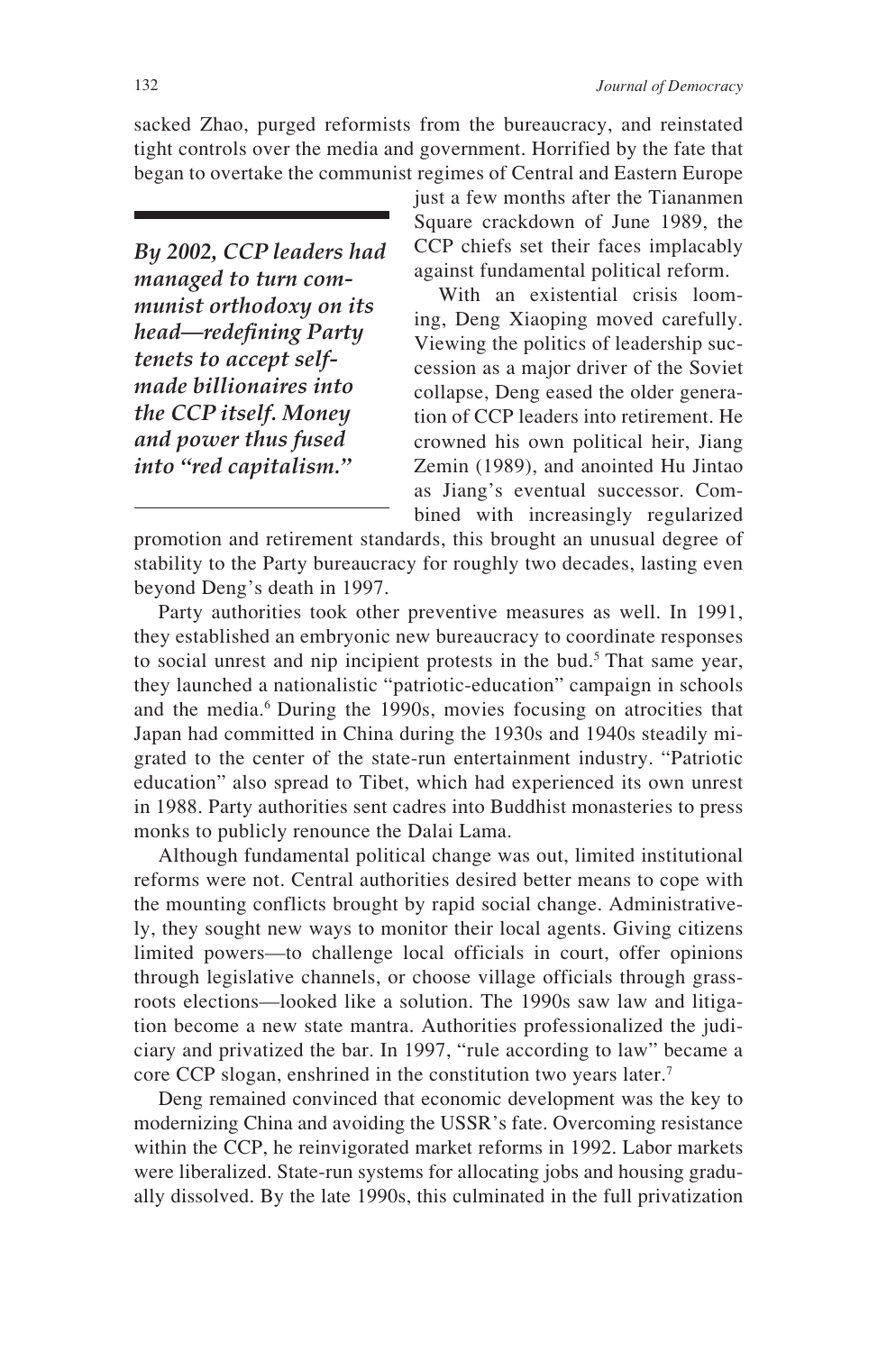sacked Zhao, purged reformists from the bureaucracy, and reinstated tight controls over the media and government. Horrified by the fate that began to overtake the communist regimes of Central and Eastern Europe just a few months after the Tiananmen Square crackdown of June 1989, the CCP chiefs set their faces implacably against fundamental political reform.

> ***By 2002, CCP leaders had managed to turn communist orthodoxy on its head—redefining Party tenets to accept self-made billionaires into the CCP itself. Money and power thus fused into "red capitalism."***

With an existential crisis looming, Deng Xiaoping moved carefully. Viewing the politics of leadership succession as a major driver of the Soviet collapse, Deng eased the older generation of CCP leaders into retirement. He crowned his own political heir, Jiang Zemin (1989), and anointed Hu Jintao as Jiang's eventual successor. Combined with increasingly regularized promotion and retirement standards, this brought an unusual degree of stability to the Party bureaucracy for roughly two decades, lasting even beyond Deng's death in 1997.

Party authorities took other preventive measures as well. In 1991, they established an embryonic new bureaucracy to coordinate responses to social unrest and nip incipient protests in the bud.[5] That same year, they launched a nationalistic "patriotic-education" campaign in schools and the media.[6] During the 1990s, movies focusing on atrocities that Japan had committed in China during the 1930s and 1940s steadily migrated to the center of the state-run entertainment industry. "Patriotic education" also spread to Tibet, which had experienced its own unrest in 1988. Party authorities sent cadres into Buddhist monasteries to press monks to publicly renounce the Dalai Lama.

Although fundamental political change was out, limited institutional reforms were not. Central authorities desired better means to cope with the mounting conflicts brought by rapid social change. Administratively, they sought new ways to monitor their local agents. Giving citizens limited powers—to challenge local officials in court, offer opinions through legislative channels, or choose village officials through grassroots elections—looked like a solution. The 1990s saw law and litigation become a new state mantra. Authorities professionalized the judiciary and privatized the bar. In 1997, "rule according to law" became a core CCP slogan, enshrined in the constitution two years later.[7]

Deng remained convinced that economic development was the key to modernizing China and avoiding the USSR's fate. Overcoming resistance within the CCP, he reinvigorated market reforms in 1992. Labor markets were liberalized. State-run systems for allocating jobs and housing gradually dissolved. By the late 1990s, this culminated in the full privatization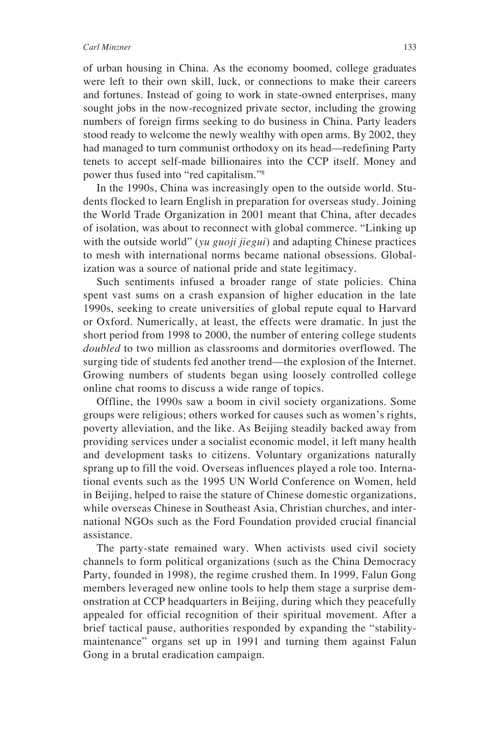of urban housing in China. As the economy boomed, college graduates were left to their own skill, luck, or connections to make their careers and fortunes. Instead of going to work in state-owned enterprises, many sought jobs in the now-recognized private sector, including the growing numbers of foreign firms seeking to do business in China. Party leaders stood ready to welcome the newly wealthy with open arms. By 2002, they had managed to turn communist orthodoxy on its head—redefining Party tenets to accept self-made billionaires into the CCP itself. Money and power thus fused into "red capitalism."[8]

In the 1990s, China was increasingly open to the outside world. Students flocked to learn English in preparation for overseas study. Joining the World Trade Organization in 2001 meant that China, after decades of isolation, was about to reconnect with global commerce. "Linking up with the outside world" (*yu guoji jiegui*) and adapting Chinese practices to mesh with international norms became national obsessions. Globalization was a source of national pride and state legitimacy.

Such sentiments infused a broader range of state policies. China spent vast sums on a crash expansion of higher education in the late 1990s, seeking to create universities of global repute equal to Harvard or Oxford. Numerically, at least, the effects were dramatic. In just the short period from 1998 to 2000, the number of entering college students *doubled* to two million as classrooms and dormitories overflowed. The surging tide of students fed another trend—the explosion of the Internet. Growing numbers of students began using loosely controlled college online chat rooms to discuss a wide range of topics.

Offline, the 1990s saw a boom in civil society organizations. Some groups were religious; others worked for causes such as women's rights, poverty alleviation, and the like. As Beijing steadily backed away from providing services under a socialist economic model, it left many health and development tasks to citizens. Voluntary organizations naturally sprang up to fill the void. Overseas influences played a role too. International events such as the 1995 UN World Conference on Women, held in Beijing, helped to raise the stature of Chinese domestic organizations, while overseas Chinese in Southeast Asia, Christian churches, and international NGOs such as the Ford Foundation provided crucial financial assistance.

The party-state remained wary. When activists used civil society channels to form political organizations (such as the China Democracy Party, founded in 1998), the regime crushed them. In 1999, Falun Gong members leveraged new online tools to help them stage a surprise demonstration at CCP headquarters in Beijing, during which they peacefully appealed for official recognition of their spiritual movement. After a brief tactical pause, authorities responded by expanding the "stability-maintenance" organs set up in 1991 and turning them against Falun Gong in a brutal eradication campaign.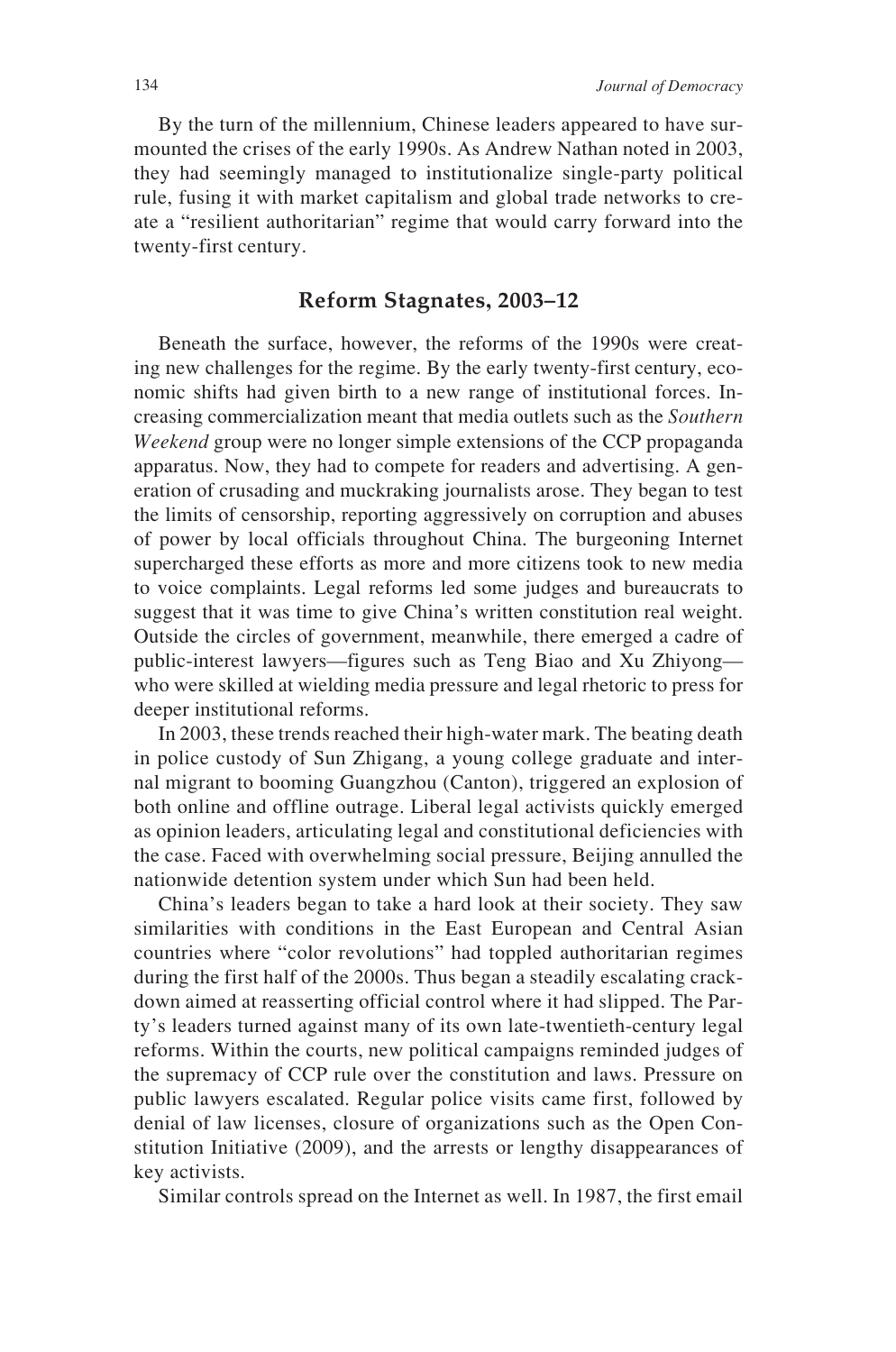By the turn of the millennium, Chinese leaders appeared to have surmounted the crises of the early 1990s. As Andrew Nathan noted in 2003, they had seemingly managed to institutionalize single-party political rule, fusing it with market capitalism and global trade networks to create a "resilient authoritarian" regime that would carry forward into the twenty-first century.

## Reform Stagnates, 2003–12

Beneath the surface, however, the reforms of the 1990s were creating new challenges for the regime. By the early twenty-first century, economic shifts had given birth to a new range of institutional forces. Increasing commercialization meant that media outlets such as the *Southern Weekend* group were no longer simple extensions of the CCP propaganda apparatus. Now, they had to compete for readers and advertising. A generation of crusading and muckraking journalists arose. They began to test the limits of censorship, reporting aggressively on corruption and abuses of power by local officials throughout China. The burgeoning Internet supercharged these efforts as more and more citizens took to new media to voice complaints. Legal reforms led some judges and bureaucrats to suggest that it was time to give China's written constitution real weight. Outside the circles of government, meanwhile, there emerged a cadre of public-interest lawyers—figures such as Teng Biao and Xu Zhiyong—who were skilled at wielding media pressure and legal rhetoric to press for deeper institutional reforms.

In 2003, these trends reached their high-water mark. The beating death in police custody of Sun Zhigang, a young college graduate and internal migrant to booming Guangzhou (Canton), triggered an explosion of both online and offline outrage. Liberal legal activists quickly emerged as opinion leaders, articulating legal and constitutional deficiencies with the case. Faced with overwhelming social pressure, Beijing annulled the nationwide detention system under which Sun had been held.

China's leaders began to take a hard look at their society. They saw similarities with conditions in the East European and Central Asian countries where "color revolutions" had toppled authoritarian regimes during the first half of the 2000s. Thus began a steadily escalating crackdown aimed at reasserting official control where it had slipped. The Party's leaders turned against many of its own late-twentieth-century legal reforms. Within the courts, new political campaigns reminded judges of the supremacy of CCP rule over the constitution and laws. Pressure on public lawyers escalated. Regular police visits came first, followed by denial of law licenses, closure of organizations such as the Open Constitution Initiative (2009), and the arrests or lengthy disappearances of key activists.

Similar controls spread on the Internet as well. In 1987, the first email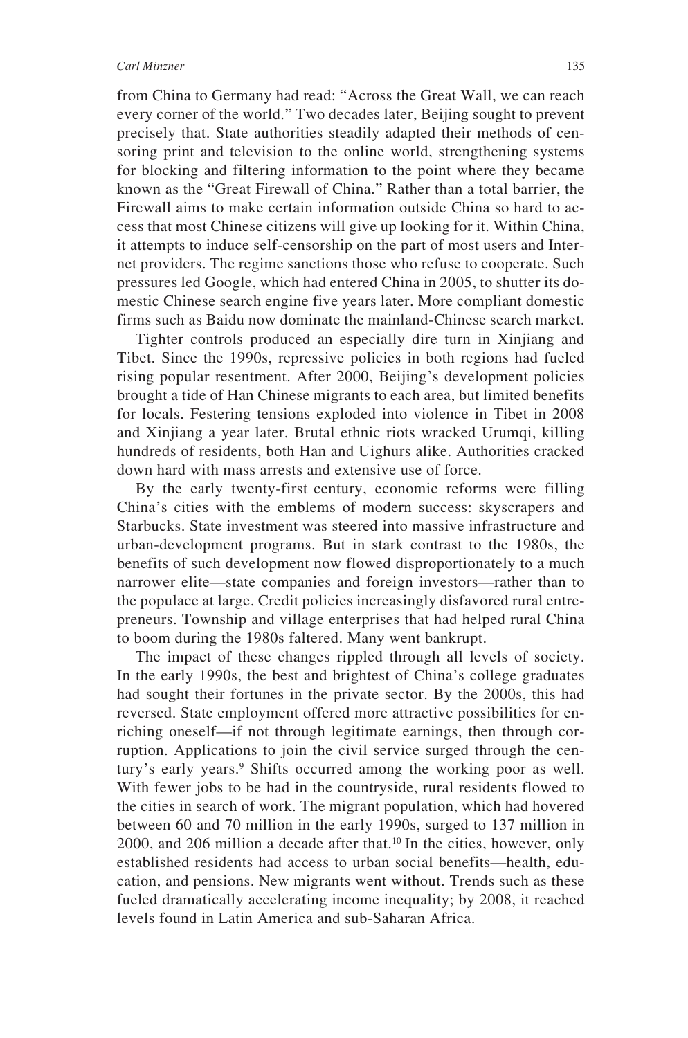from China to Germany had read: "Across the Great Wall, we can reach every corner of the world." Two decades later, Beijing sought to prevent precisely that. State authorities steadily adapted their methods of censoring print and television to the online world, strengthening systems for blocking and filtering information to the point where they became known as the "Great Firewall of China." Rather than a total barrier, the Firewall aims to make certain information outside China so hard to access that most Chinese citizens will give up looking for it. Within China, it attempts to induce self-censorship on the part of most users and Internet providers. The regime sanctions those who refuse to cooperate. Such pressures led Google, which had entered China in 2005, to shutter its domestic Chinese search engine five years later. More compliant domestic firms such as Baidu now dominate the mainland-Chinese search market.

Tighter controls produced an especially dire turn in Xinjiang and Tibet. Since the 1990s, repressive policies in both regions had fueled rising popular resentment. After 2000, Beijing's development policies brought a tide of Han Chinese migrants to each area, but limited benefits for locals. Festering tensions exploded into violence in Tibet in 2008 and Xinjiang a year later. Brutal ethnic riots wracked Urumqi, killing hundreds of residents, both Han and Uighurs alike. Authorities cracked down hard with mass arrests and extensive use of force.

By the early twenty-first century, economic reforms were filling China's cities with the emblems of modern success: skyscrapers and Starbucks. State investment was steered into massive infrastructure and urban-development programs. But in stark contrast to the 1980s, the benefits of such development now flowed disproportionately to a much narrower elite—state companies and foreign investors—rather than to the populace at large. Credit policies increasingly disfavored rural entrepreneurs. Township and village enterprises that had helped rural China to boom during the 1980s faltered. Many went bankrupt.

The impact of these changes rippled through all levels of society. In the early 1990s, the best and brightest of China's college graduates had sought their fortunes in the private sector. By the 2000s, this had reversed. State employment offered more attractive possibilities for enriching oneself—if not through legitimate earnings, then through corruption. Applications to join the civil service surged through the century's early years.[9] Shifts occurred among the working poor as well. With fewer jobs to be had in the countryside, rural residents flowed to the cities in search of work. The migrant population, which had hovered between 60 and 70 million in the early 1990s, surged to 137 million in 2000, and 206 million a decade after that.[10] In the cities, however, only established residents had access to urban social benefits—health, education, and pensions. New migrants went without. Trends such as these fueled dramatically accelerating income inequality; by 2008, it reached levels found in Latin America and sub-Saharan Africa.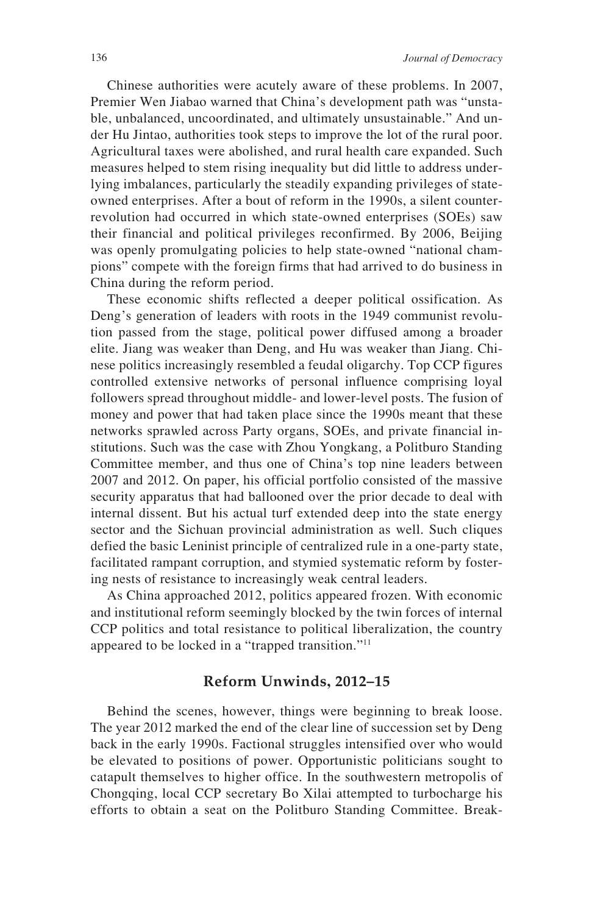Chinese authorities were acutely aware of these problems. In 2007, Premier Wen Jiabao warned that China's development path was "unstable, unbalanced, uncoordinated, and ultimately unsustainable." And under Hu Jintao, authorities took steps to improve the lot of the rural poor. Agricultural taxes were abolished, and rural health care expanded. Such measures helped to stem rising inequality but did little to address underlying imbalances, particularly the steadily expanding privileges of state-owned enterprises. After a bout of reform in the 1990s, a silent counterrevolution had occurred in which state-owned enterprises (SOEs) saw their financial and political privileges reconfirmed. By 2006, Beijing was openly promulgating policies to help state-owned "national champions" compete with the foreign firms that had arrived to do business in China during the reform period.

These economic shifts reflected a deeper political ossification. As Deng's generation of leaders with roots in the 1949 communist revolution passed from the stage, political power diffused among a broader elite. Jiang was weaker than Deng, and Hu was weaker than Jiang. Chinese politics increasingly resembled a feudal oligarchy. Top CCP figures controlled extensive networks of personal influence comprising loyal followers spread throughout middle- and lower-level posts. The fusion of money and power that had taken place since the 1990s meant that these networks sprawled across Party organs, SOEs, and private financial institutions. Such was the case with Zhou Yongkang, a Politburo Standing Committee member, and thus one of China's top nine leaders between 2007 and 2012. On paper, his official portfolio consisted of the massive security apparatus that had ballooned over the prior decade to deal with internal dissent. But his actual turf extended deep into the state energy sector and the Sichuan provincial administration as well. Such cliques defied the basic Leninist principle of centralized rule in a one-party state, facilitated rampant corruption, and stymied systematic reform by fostering nests of resistance to increasingly weak central leaders.

As China approached 2012, politics appeared frozen. With economic and institutional reform seemingly blocked by the twin forces of internal CCP politics and total resistance to political liberalization, the country appeared to be locked in a "trapped transition."[11]

## Reform Unwinds, 2012–15

Behind the scenes, however, things were beginning to break loose. The year 2012 marked the end of the clear line of succession set by Deng back in the early 1990s. Factional struggles intensified over who would be elevated to positions of power. Opportunistic politicians sought to catapult themselves to higher office. In the southwestern metropolis of Chongqing, local CCP secretary Bo Xilai attempted to turbocharge his efforts to obtain a seat on the Politburo Standing Committee. Break-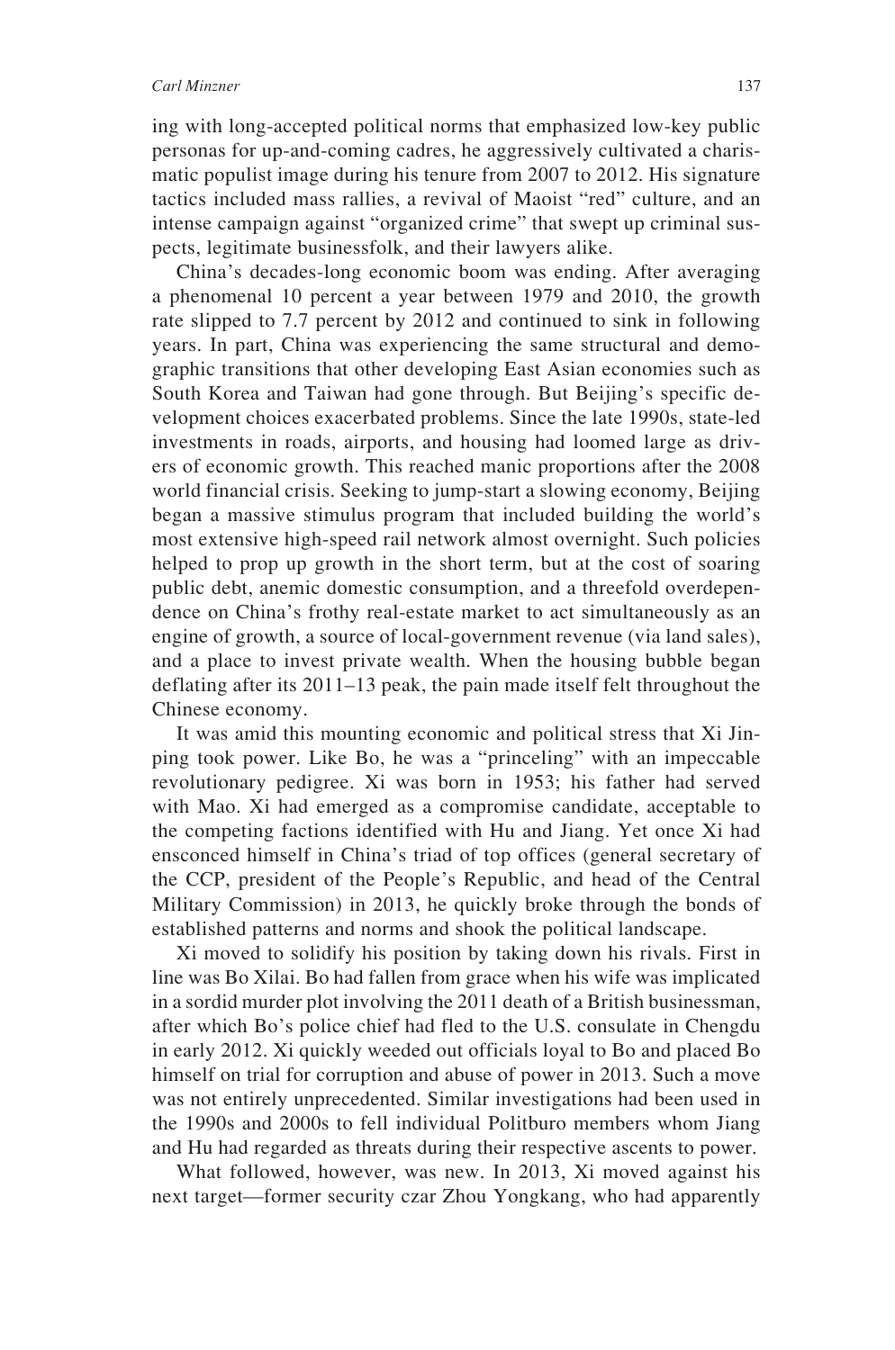ing with long-accepted political norms that emphasized low-key public personas for up-and-coming cadres, he aggressively cultivated a charismatic populist image during his tenure from 2007 to 2012. His signature tactics included mass rallies, a revival of Maoist "red" culture, and an intense campaign against "organized crime" that swept up criminal suspects, legitimate businessfolk, and their lawyers alike.

China's decades-long economic boom was ending. After averaging a phenomenal 10 percent a year between 1979 and 2010, the growth rate slipped to 7.7 percent by 2012 and continued to sink in following years. In part, China was experiencing the same structural and demographic transitions that other developing East Asian economies such as South Korea and Taiwan had gone through. But Beijing's specific development choices exacerbated problems. Since the late 1990s, state-led investments in roads, airports, and housing had loomed large as drivers of economic growth. This reached manic proportions after the 2008 world financial crisis. Seeking to jump-start a slowing economy, Beijing began a massive stimulus program that included building the world's most extensive high-speed rail network almost overnight. Such policies helped to prop up growth in the short term, but at the cost of soaring public debt, anemic domestic consumption, and a threefold overdependence on China's frothy real-estate market to act simultaneously as an engine of growth, a source of local-government revenue (via land sales), and a place to invest private wealth. When the housing bubble began deflating after its 2011–13 peak, the pain made itself felt throughout the Chinese economy.

It was amid this mounting economic and political stress that Xi Jinping took power. Like Bo, he was a "princeling" with an impeccable revolutionary pedigree. Xi was born in 1953; his father had served with Mao. Xi had emerged as a compromise candidate, acceptable to the competing factions identified with Hu and Jiang. Yet once Xi had ensconced himself in China's triad of top offices (general secretary of the CCP, president of the People's Republic, and head of the Central Military Commission) in 2013, he quickly broke through the bonds of established patterns and norms and shook the political landscape.

Xi moved to solidify his position by taking down his rivals. First in line was Bo Xilai. Bo had fallen from grace when his wife was implicated in a sordid murder plot involving the 2011 death of a British businessman, after which Bo's police chief had fled to the U.S. consulate in Chengdu in early 2012. Xi quickly weeded out officials loyal to Bo and placed Bo himself on trial for corruption and abuse of power in 2013. Such a move was not entirely unprecedented. Similar investigations had been used in the 1990s and 2000s to fell individual Politburo members whom Jiang and Hu had regarded as threats during their respective ascents to power.

What followed, however, was new. In 2013, Xi moved against his next target—former security czar Zhou Yongkang, who had apparently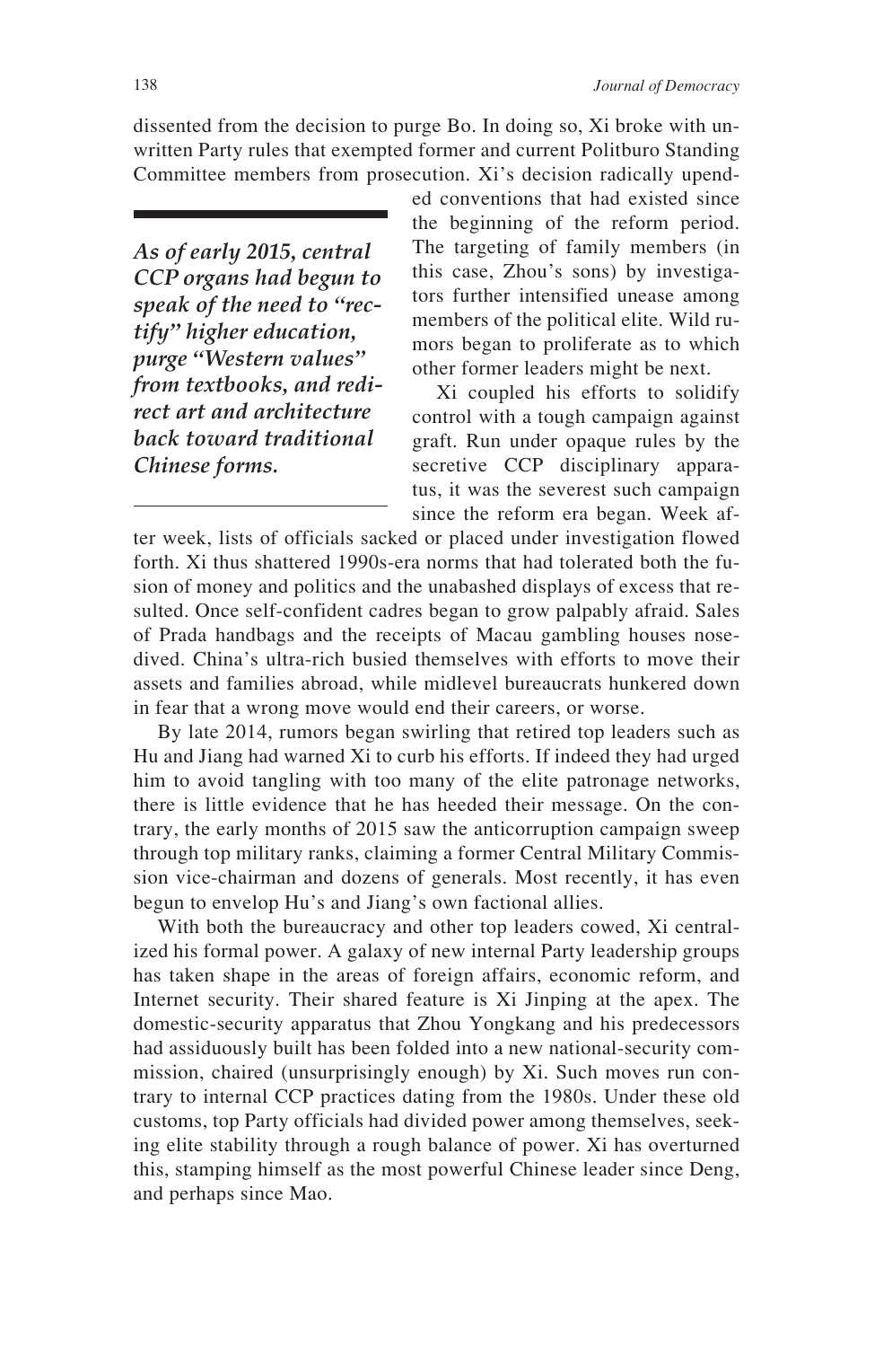dissented from the decision to purge Bo. In doing so, Xi broke with unwritten Party rules that exempted former and current Politburo Standing Committee members from prosecution. Xi's decision radically upended conventions that had existed since the beginning of the reform period. The targeting of family members (in this case, Zhou's sons) by investigators further intensified unease among members of the political elite. Wild rumors began to proliferate as to which other former leaders might be next.

> ***As of early 2015, central CCP organs had begun to speak of the need to "rectify" higher education, purge "Western values" from textbooks, and redirect art and architecture back toward traditional Chinese forms.***

Xi coupled his efforts to solidify control with a tough campaign against graft. Run under opaque rules by the secretive CCP disciplinary apparatus, it was the severest such campaign since the reform era began. Week after week, lists of officials sacked or placed under investigation flowed forth. Xi thus shattered 1990s-era norms that had tolerated both the fusion of money and politics and the unabashed displays of excess that resulted. Once self-confident cadres began to grow palpably afraid. Sales of Prada handbags and the receipts of Macau gambling houses nosedived. China's ultra-rich busied themselves with efforts to move their assets and families abroad, while midlevel bureaucrats hunkered down in fear that a wrong move would end their careers, or worse.

By late 2014, rumors began swirling that retired top leaders such as Hu and Jiang had warned Xi to curb his efforts. If indeed they had urged him to avoid tangling with too many of the elite patronage networks, there is little evidence that he has heeded their message. On the contrary, the early months of 2015 saw the anticorruption campaign sweep through top military ranks, claiming a former Central Military Commission vice-chairman and dozens of generals. Most recently, it has even begun to envelop Hu's and Jiang's own factional allies.

With both the bureaucracy and other top leaders cowed, Xi centralized his formal power. A galaxy of new internal Party leadership groups has taken shape in the areas of foreign affairs, economic reform, and Internet security. Their shared feature is Xi Jinping at the apex. The domestic-security apparatus that Zhou Yongkang and his predecessors had assiduously built has been folded into a new national-security commission, chaired (unsurprisingly enough) by Xi. Such moves run contrary to internal CCP practices dating from the 1980s. Under these old customs, top Party officials had divided power among themselves, seeking elite stability through a rough balance of power. Xi has overturned this, stamping himself as the most powerful Chinese leader since Deng, and perhaps since Mao.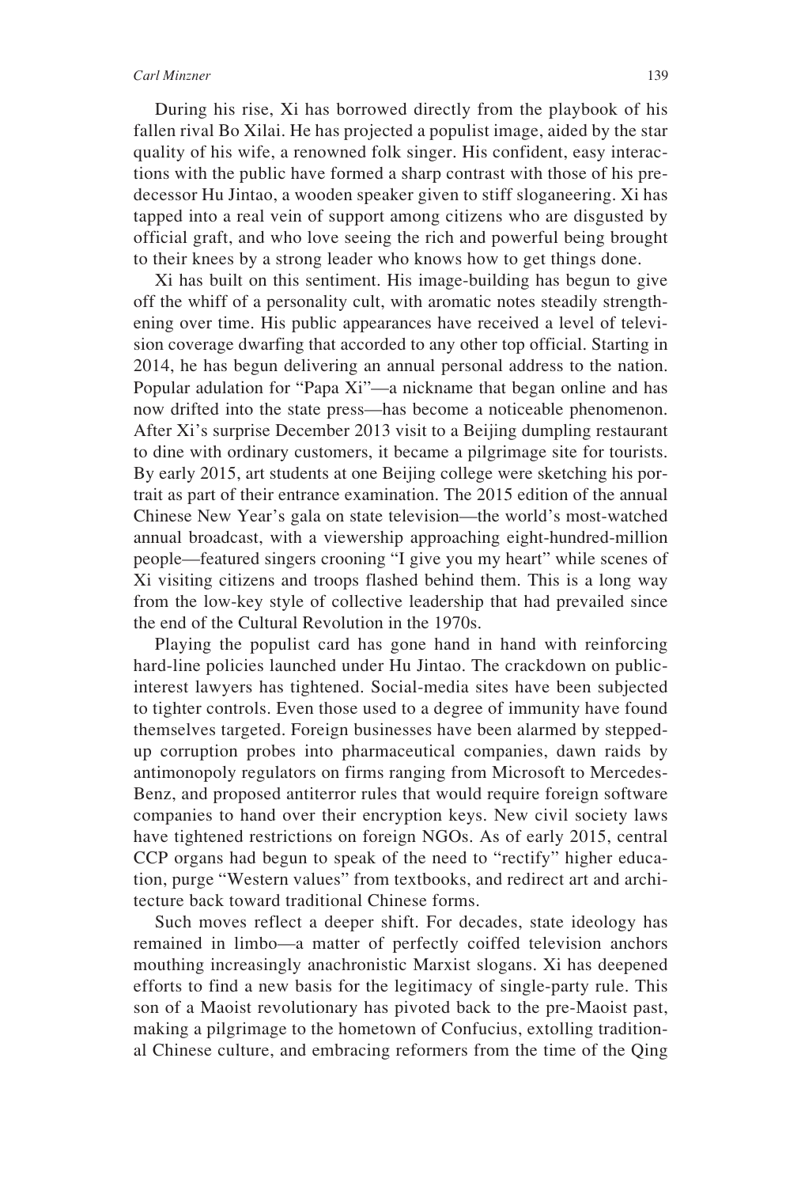During his rise, Xi has borrowed directly from the playbook of his fallen rival Bo Xilai. He has projected a populist image, aided by the star quality of his wife, a renowned folk singer. His confident, easy interactions with the public have formed a sharp contrast with those of his predecessor Hu Jintao, a wooden speaker given to stiff sloganeering. Xi has tapped into a real vein of support among citizens who are disgusted by official graft, and who love seeing the rich and powerful being brought to their knees by a strong leader who knows how to get things done.

Xi has built on this sentiment. His image-building has begun to give off the whiff of a personality cult, with aromatic notes steadily strengthening over time. His public appearances have received a level of television coverage dwarfing that accorded to any other top official. Starting in 2014, he has begun delivering an annual personal address to the nation. Popular adulation for "Papa Xi"—a nickname that began online and has now drifted into the state press—has become a noticeable phenomenon. After Xi's surprise December 2013 visit to a Beijing dumpling restaurant to dine with ordinary customers, it became a pilgrimage site for tourists. By early 2015, art students at one Beijing college were sketching his portrait as part of their entrance examination. The 2015 edition of the annual Chinese New Year's gala on state television—the world's most-watched annual broadcast, with a viewership approaching eight-hundred-million people—featured singers crooning "I give you my heart" while scenes of Xi visiting citizens and troops flashed behind them. This is a long way from the low-key style of collective leadership that had prevailed since the end of the Cultural Revolution in the 1970s.

Playing the populist card has gone hand in hand with reinforcing hard-line policies launched under Hu Jintao. The crackdown on public-interest lawyers has tightened. Social-media sites have been subjected to tighter controls. Even those used to a degree of immunity have found themselves targeted. Foreign businesses have been alarmed by stepped-up corruption probes into pharmaceutical companies, dawn raids by antimonopoly regulators on firms ranging from Microsoft to Mercedes-Benz, and proposed antiterror rules that would require foreign software companies to hand over their encryption keys. New civil society laws have tightened restrictions on foreign NGOs. As of early 2015, central CCP organs had begun to speak of the need to "rectify" higher education, purge "Western values" from textbooks, and redirect art and architecture back toward traditional Chinese forms.

Such moves reflect a deeper shift. For decades, state ideology has remained in limbo—a matter of perfectly coiffed television anchors mouthing increasingly anachronistic Marxist slogans. Xi has deepened efforts to find a new basis for the legitimacy of single-party rule. This son of a Maoist revolutionary has pivoted back to the pre-Maoist past, making a pilgrimage to the hometown of Confucius, extolling traditional Chinese culture, and embracing reformers from the time of the Qing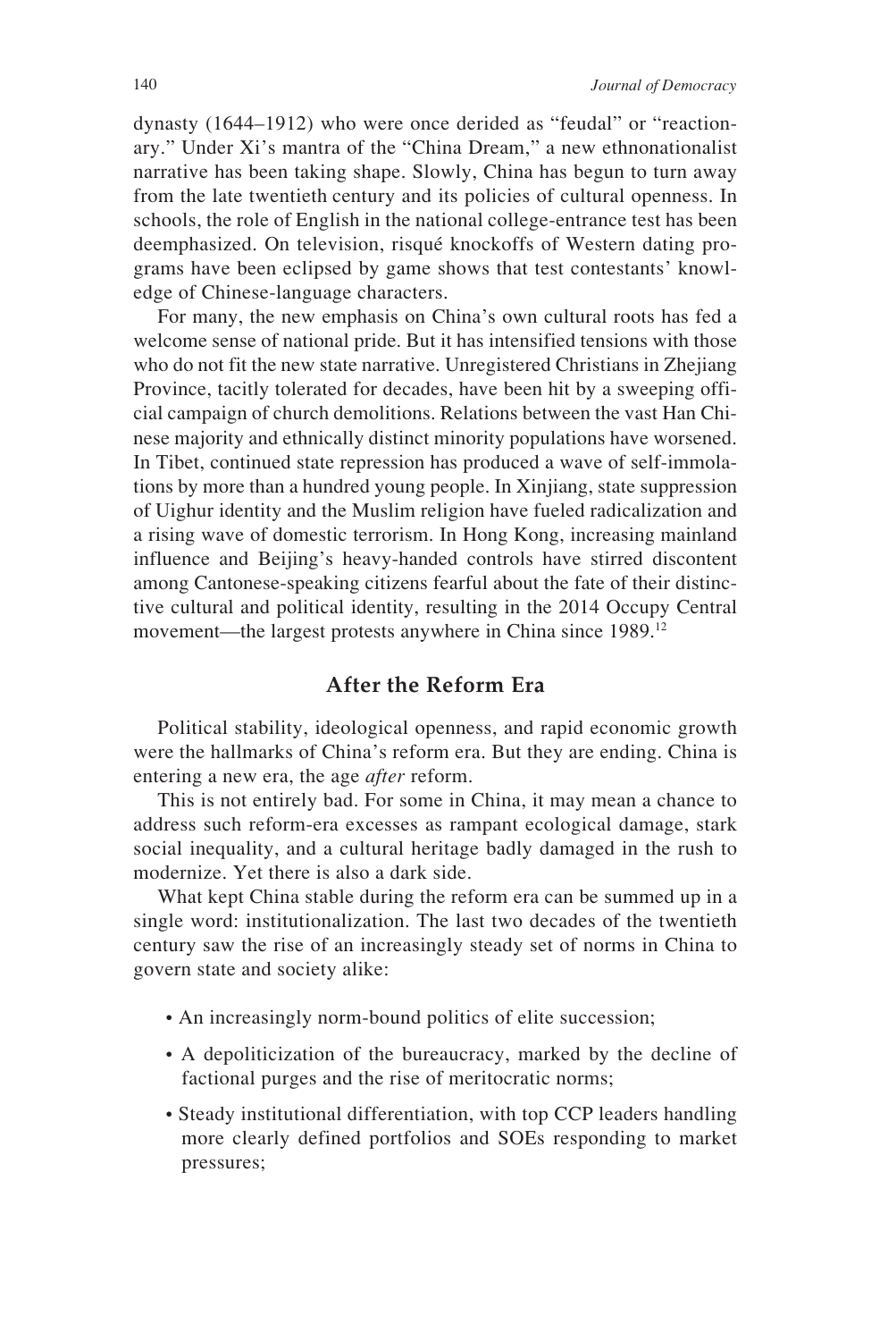dynasty (1644–1912) who were once derided as "feudal" or "reactionary." Under Xi's mantra of the "China Dream," a new ethnonationalist narrative has been taking shape. Slowly, China has begun to turn away from the late twentieth century and its policies of cultural openness. In schools, the role of English in the national college-entrance test has been deemphasized. On television, risqué knockoffs of Western dating programs have been eclipsed by game shows that test contestants' knowledge of Chinese-language characters.

For many, the new emphasis on China's own cultural roots has fed a welcome sense of national pride. But it has intensified tensions with those who do not fit the new state narrative. Unregistered Christians in Zhejiang Province, tacitly tolerated for decades, have been hit by a sweeping official campaign of church demolitions. Relations between the vast Han Chinese majority and ethnically distinct minority populations have worsened. In Tibet, continued state repression has produced a wave of self-immolations by more than a hundred young people. In Xinjiang, state suppression of Uighur identity and the Muslim religion have fueled radicalization and a rising wave of domestic terrorism. In Hong Kong, increasing mainland influence and Beijing's heavy-handed controls have stirred discontent among Cantonese-speaking citizens fearful about the fate of their distinctive cultural and political identity, resulting in the 2014 Occupy Central movement—the largest protests anywhere in China since 1989.[12]

## After the Reform Era

Political stability, ideological openness, and rapid economic growth were the hallmarks of China's reform era. But they are ending. China is entering a new era, the age *after* reform.

This is not entirely bad. For some in China, it may mean a chance to address such reform-era excesses as rampant ecological damage, stark social inequality, and a cultural heritage badly damaged in the rush to modernize. Yet there is also a dark side.

What kept China stable during the reform era can be summed up in a single word: institutionalization. The last two decades of the twentieth century saw the rise of an increasingly steady set of norms in China to govern state and society alike:

- An increasingly norm-bound politics of elite succession;
- A depoliticization of the bureaucracy, marked by the decline of factional purges and the rise of meritocratic norms;
- Steady institutional differentiation, with top CCP leaders handling more clearly defined portfolios and SOEs responding to market pressures;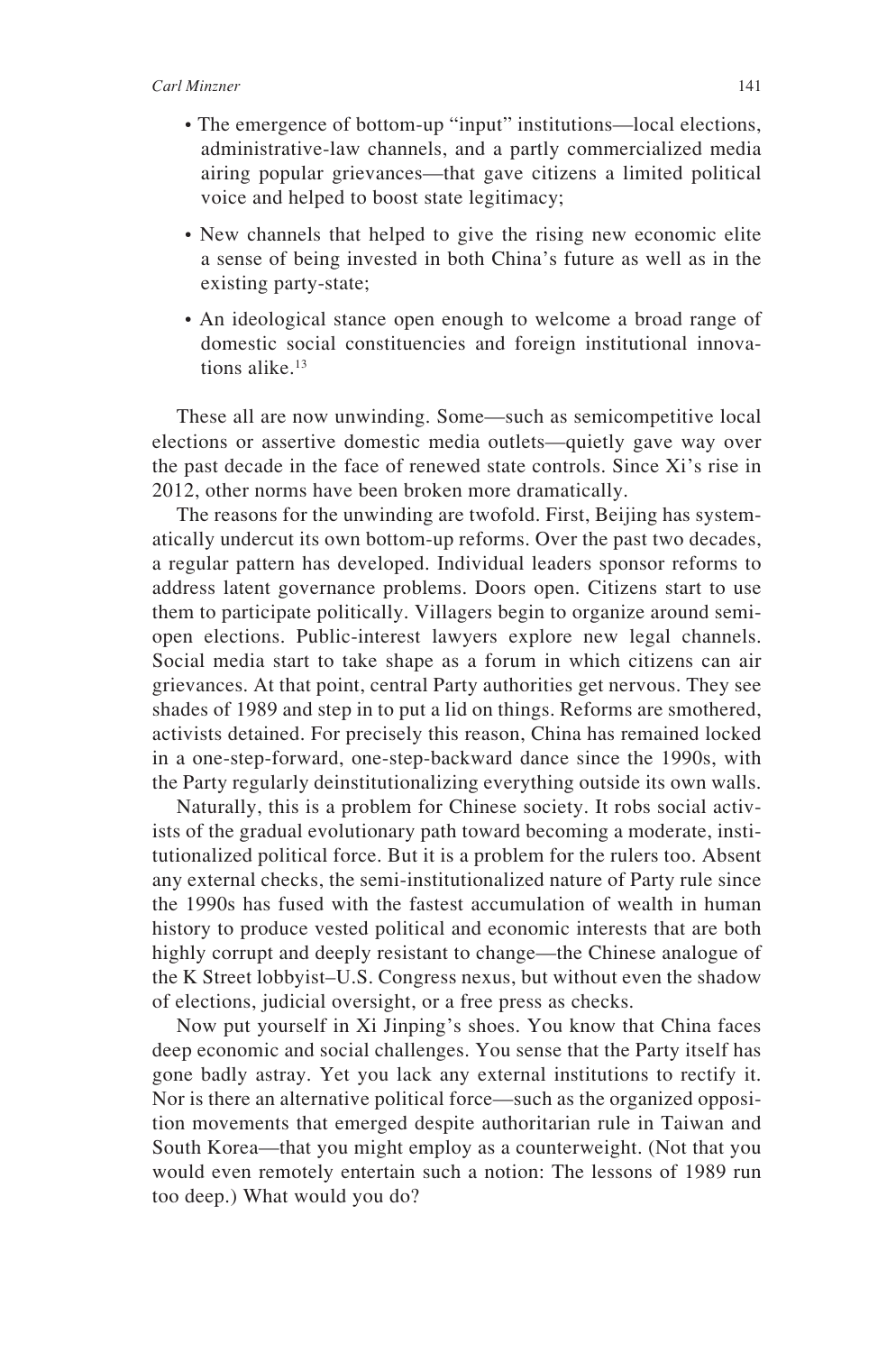- The emergence of bottom-up "input" institutions—local elections, administrative-law channels, and a partly commercialized media airing popular grievances—that gave citizens a limited political voice and helped to boost state legitimacy;
- New channels that helped to give the rising new economic elite a sense of being invested in both China's future as well as in the existing party-state;
- An ideological stance open enough to welcome a broad range of domestic social constituencies and foreign institutional innovations alike.[13]

These all are now unwinding. Some—such as semicompetitive local elections or assertive domestic media outlets—quietly gave way over the past decade in the face of renewed state controls. Since Xi's rise in 2012, other norms have been broken more dramatically.

The reasons for the unwinding are twofold. First, Beijing has systematically undercut its own bottom-up reforms. Over the past two decades, a regular pattern has developed. Individual leaders sponsor reforms to address latent governance problems. Doors open. Citizens start to use them to participate politically. Villagers begin to organize around semi-open elections. Public-interest lawyers explore new legal channels. Social media start to take shape as a forum in which citizens can air grievances. At that point, central Party authorities get nervous. They see shades of 1989 and step in to put a lid on things. Reforms are smothered, activists detained. For precisely this reason, China has remained locked in a one-step-forward, one-step-backward dance since the 1990s, with the Party regularly deinstitutionalizing everything outside its own walls.

Naturally, this is a problem for Chinese society. It robs social activists of the gradual evolutionary path toward becoming a moderate, institutionalized political force. But it is a problem for the rulers too. Absent any external checks, the semi-institutionalized nature of Party rule since the 1990s has fused with the fastest accumulation of wealth in human history to produce vested political and economic interests that are both highly corrupt and deeply resistant to change—the Chinese analogue of the K Street lobbyist–U.S. Congress nexus, but without even the shadow of elections, judicial oversight, or a free press as checks.

Now put yourself in Xi Jinping's shoes. You know that China faces deep economic and social challenges. You sense that the Party itself has gone badly astray. Yet you lack any external institutions to rectify it. Nor is there an alternative political force—such as the organized opposition movements that emerged despite authoritarian rule in Taiwan and South Korea—that you might employ as a counterweight. (Not that you would even remotely entertain such a notion: The lessons of 1989 run too deep.) What would you do?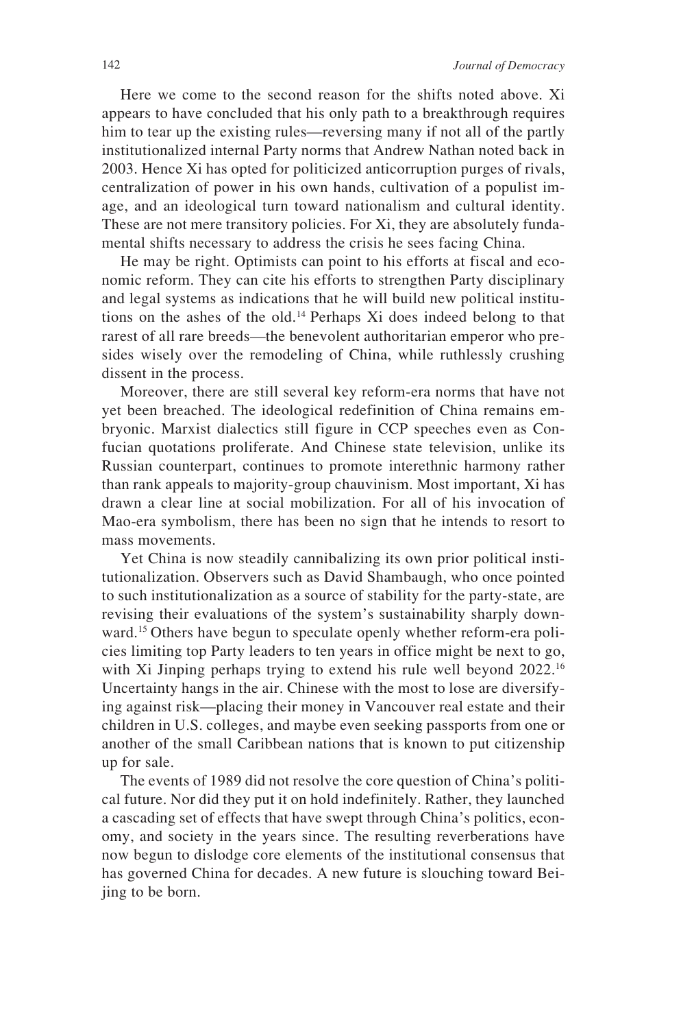Here we come to the second reason for the shifts noted above. Xi appears to have concluded that his only path to a breakthrough requires him to tear up the existing rules—reversing many if not all of the partly institutionalized internal Party norms that Andrew Nathan noted back in 2003. Hence Xi has opted for politicized anticorruption purges of rivals, centralization of power in his own hands, cultivation of a populist image, and an ideological turn toward nationalism and cultural identity. These are not mere transitory policies. For Xi, they are absolutely fundamental shifts necessary to address the crisis he sees facing China.

He may be right. Optimists can point to his efforts at fiscal and economic reform. They can cite his efforts to strengthen Party disciplinary and legal systems as indications that he will build new political institutions on the ashes of the old.[14] Perhaps Xi does indeed belong to that rarest of all rare breeds—the benevolent authoritarian emperor who presides wisely over the remodeling of China, while ruthlessly crushing dissent in the process.

Moreover, there are still several key reform-era norms that have not yet been breached. The ideological redefinition of China remains embryonic. Marxist dialectics still figure in CCP speeches even as Confucian quotations proliferate. And Chinese state television, unlike its Russian counterpart, continues to promote interethnic harmony rather than rank appeals to majority-group chauvinism. Most important, Xi has drawn a clear line at social mobilization. For all of his invocation of Mao-era symbolism, there has been no sign that he intends to resort to mass movements.

Yet China is now steadily cannibalizing its own prior political institutionalization. Observers such as David Shambaugh, who once pointed to such institutionalization as a source of stability for the party-state, are revising their evaluations of the system's sustainability sharply downward.[15] Others have begun to speculate openly whether reform-era policies limiting top Party leaders to ten years in office might be next to go, with Xi Jinping perhaps trying to extend his rule well beyond 2022.[16] Uncertainty hangs in the air. Chinese with the most to lose are diversifying against risk—placing their money in Vancouver real estate and their children in U.S. colleges, and maybe even seeking passports from one or another of the small Caribbean nations that is known to put citizenship up for sale.

The events of 1989 did not resolve the core question of China's political future. Nor did they put it on hold indefinitely. Rather, they launched a cascading set of effects that have swept through China's politics, economy, and society in the years since. The resulting reverberations have now begun to dislodge core elements of the institutional consensus that has governed China for decades. A new future is slouching toward Beijing to be born.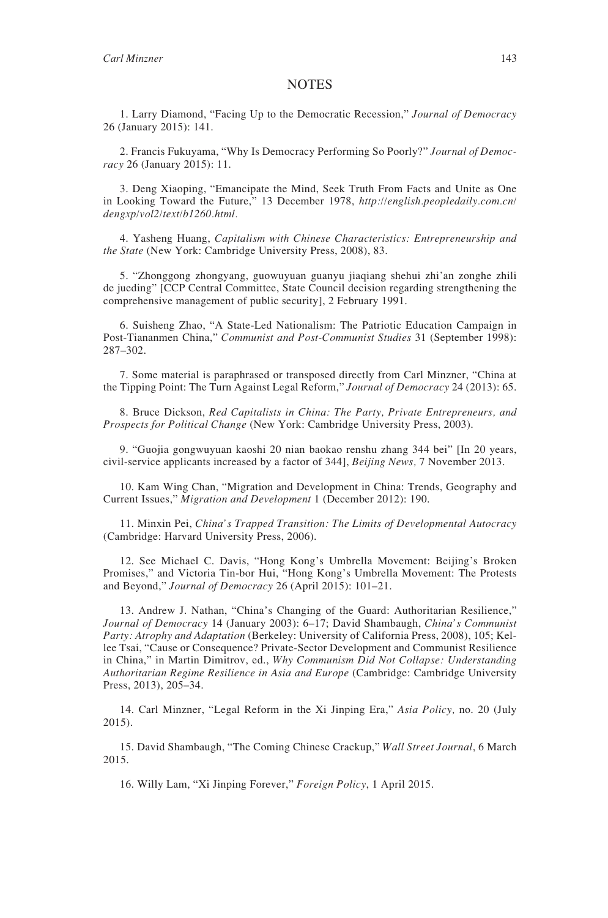## NOTES

1. Larry Diamond, "Facing Up to the Democratic Recession," *Journal of Democracy* 26 (January 2015): 141.

2. Francis Fukuyama, "Why Is Democracy Performing So Poorly?" *Journal of Democracy* 26 (January 2015): 11.

3. Deng Xiaoping, "Emancipate the Mind, Seek Truth From Facts and Unite as One in Looking Toward the Future," 13 December 1978, *http://english.peopledaily.com.cn/dengxp/vol2/text/b1260.html.*

4. Yasheng Huang, *Capitalism with Chinese Characteristics: Entrepreneurship and the State* (New York: Cambridge University Press, 2008), 83.

5. "Zhonggong zhongyang, guowuyuan guanyu jiaqiang shehui zhi'an zonghe zhili de jueding" [CCP Central Committee, State Council decision regarding strengthening the comprehensive management of public security], 2 February 1991.

6. Suisheng Zhao, "A State-Led Nationalism: The Patriotic Education Campaign in Post-Tiananmen China," *Communist and Post-Communist Studies* 31 (September 1998): 287–302.

7. Some material is paraphrased or transposed directly from Carl Minzner, "China at the Tipping Point: The Turn Against Legal Reform," *Journal of Democracy* 24 (2013): 65.

8. Bruce Dickson, *Red Capitalists in China: The Party, Private Entrepreneurs, and Prospects for Political Change* (New York: Cambridge University Press, 2003).

9. "Guojia gongwuyuan kaoshi 20 nian baokao renshu zhang 344 bei" [In 20 years, civil-service applicants increased by a factor of 344], *Beijing News,* 7 November 2013.

10. Kam Wing Chan, "Migration and Development in China: Trends, Geography and Current Issues," *Migration and Development* 1 (December 2012): 190.

11. Minxin Pei, *China's Trapped Transition: The Limits of Developmental Autocracy* (Cambridge: Harvard University Press, 2006).

12. See Michael C. Davis, "Hong Kong's Umbrella Movement: Beijing's Broken Promises," and Victoria Tin-bor Hui, "Hong Kong's Umbrella Movement: The Protests and Beyond," *Journal of Democracy* 26 (April 2015): 101–21.

13. Andrew J. Nathan, "China's Changing of the Guard: Authoritarian Resilience," *Journal of Democracy* 14 (January 2003): 6–17; David Shambaugh, *China's Communist Party: Atrophy and Adaptation* (Berkeley: University of California Press, 2008), 105; Kellee Tsai, "Cause or Consequence? Private-Sector Development and Communist Resilience in China," in Martin Dimitrov, ed., *Why Communism Did Not Collapse: Understanding Authoritarian Regime Resilience in Asia and Europe* (Cambridge: Cambridge University Press, 2013), 205–34.

14. Carl Minzner, "Legal Reform in the Xi Jinping Era," *Asia Policy,* no. 20 (July 2015).

15. David Shambaugh, "The Coming Chinese Crackup," *Wall Street Journal*, 6 March 2015.

16. Willy Lam, "Xi Jinping Forever," *Foreign Policy*, 1 April 2015.